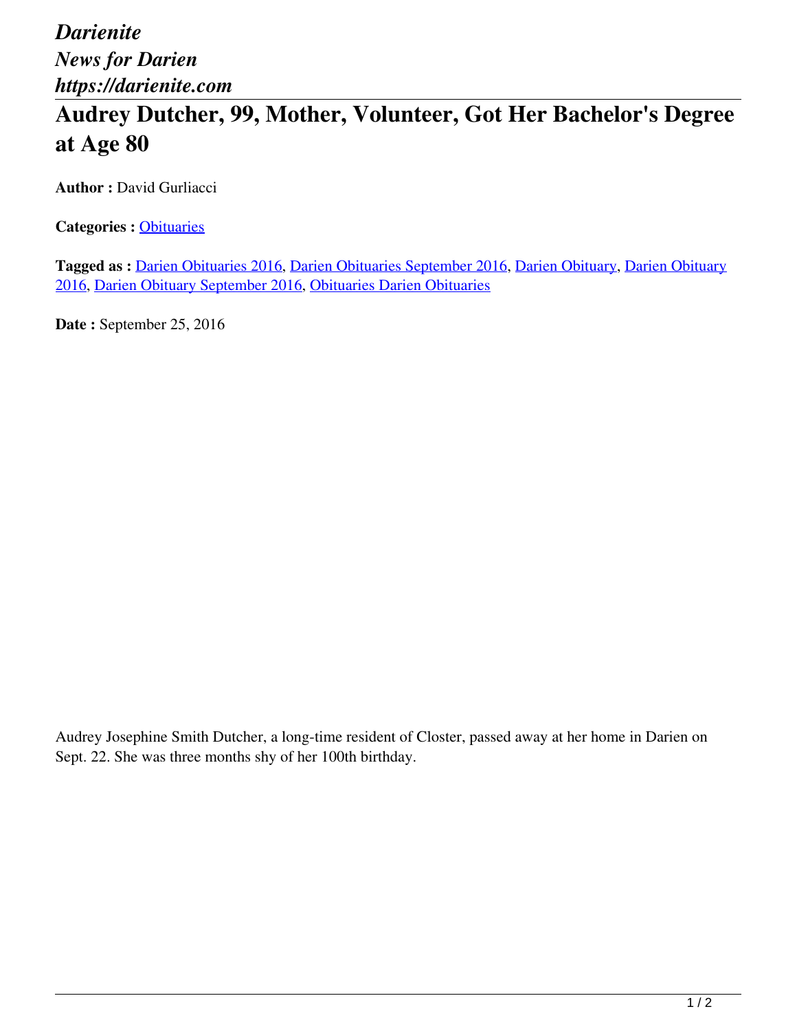*Darienite*
*News for Darien*
*https://darienite.com*

# Audrey Dutcher, 99, Mother, Volunteer, Got Her Bachelor's Degree at Age 80

**Author :** David Gurliacci

**Categories :** Obituaries

**Tagged as :** Darien Obituaries 2016, Darien Obituaries September 2016, Darien Obituary, Darien Obituary 2016, Darien Obituary September 2016, Obituaries Darien Obituaries

**Date :** September 25, 2016

Audrey Josephine Smith Dutcher, a long-time resident of Closter, passed away at her home in Darien on Sept. 22. She was three months shy of her 100th birthday.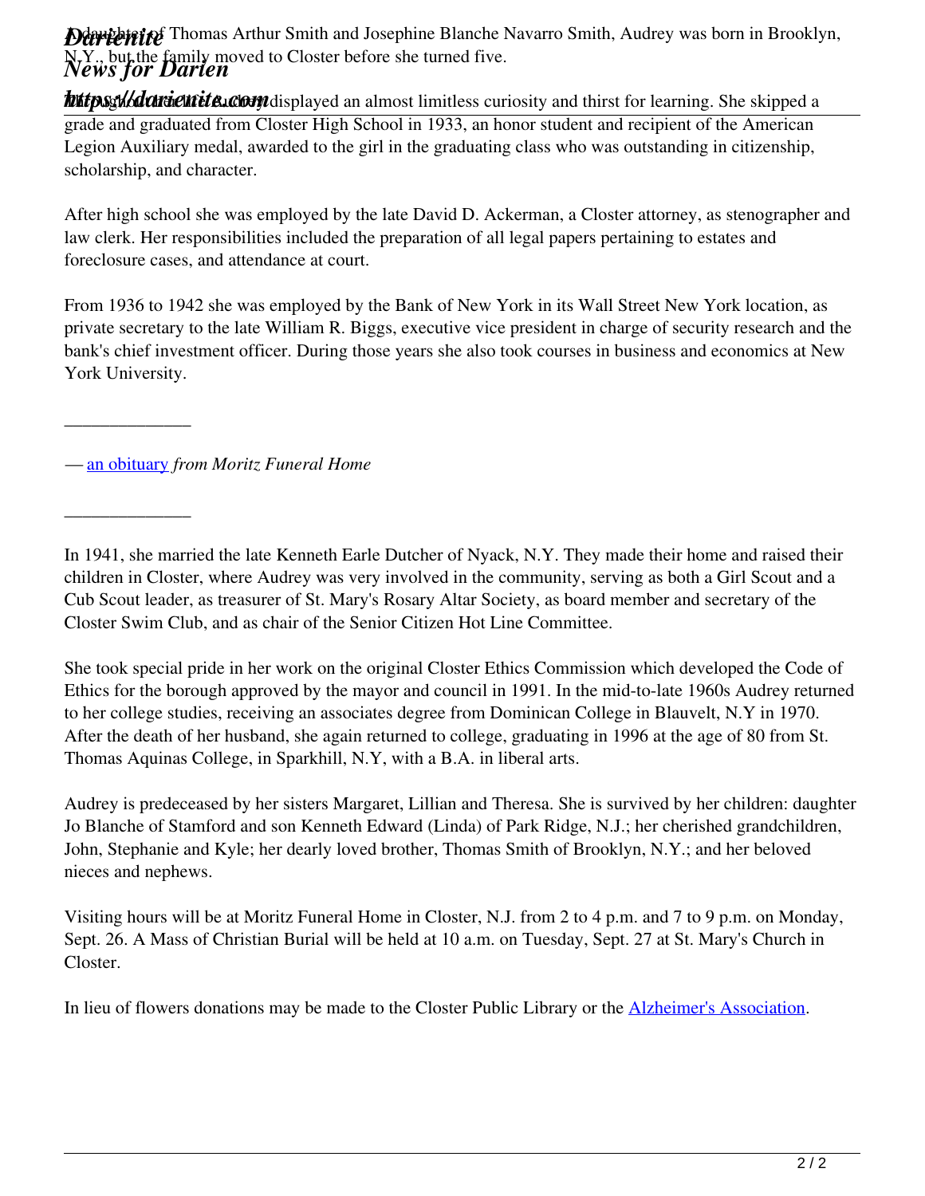A daughter of Thomas Arthur Smith and Josephine Blanche Navarro Smith, Audrey was born in Brooklyn, N.Y., but the family moved to Closter before she turned five.

Throughout her life Audrey displayed an almost limitless curiosity and thirst for learning. She skipped a grade and graduated from Closter High School in 1933, an honor student and recipient of the American Legion Auxiliary medal, awarded to the girl in the graduating class who was outstanding in citizenship, scholarship, and character.

After high school she was employed by the late David D. Ackerman, a Closter attorney, as stenographer and law clerk. Her responsibilities included the preparation of all legal papers pertaining to estates and foreclosure cases, and attendance at court.

From 1936 to 1942 she was employed by the Bank of New York in its Wall Street New York location, as private secretary to the late William R. Biggs, executive vice president in charge of security research and the bank's chief investment officer. During those years she also took courses in business and economics at New York University.

______________

— an obituary *from Moritz Funeral Home*

______________

In 1941, she married the late Kenneth Earle Dutcher of Nyack, N.Y. They made their home and raised their children in Closter, where Audrey was very involved in the community, serving as both a Girl Scout and a Cub Scout leader, as treasurer of St. Mary's Rosary Altar Society, as board member and secretary of the Closter Swim Club, and as chair of the Senior Citizen Hot Line Committee.

She took special pride in her work on the original Closter Ethics Commission which developed the Code of Ethics for the borough approved by the mayor and council in 1991. In the mid-to-late 1960s Audrey returned to her college studies, receiving an associates degree from Dominican College in Blauvelt, N.Y in 1970. After the death of her husband, she again returned to college, graduating in 1996 at the age of 80 from St. Thomas Aquinas College, in Sparkhill, N.Y, with a B.A. in liberal arts.

Audrey is predeceased by her sisters Margaret, Lillian and Theresa. She is survived by her children: daughter Jo Blanche of Stamford and son Kenneth Edward (Linda) of Park Ridge, N.J.; her cherished grandchildren, John, Stephanie and Kyle; her dearly loved brother, Thomas Smith of Brooklyn, N.Y.; and her beloved nieces and nephews.

Visiting hours will be at Moritz Funeral Home in Closter, N.J. from 2 to 4 p.m. and 7 to 9 p.m. on Monday, Sept. 26. A Mass of Christian Burial will be held at 10 a.m. on Tuesday, Sept. 27 at St. Mary's Church in Closter.

In lieu of flowers donations may be made to the Closter Public Library or the Alzheimer's Association.